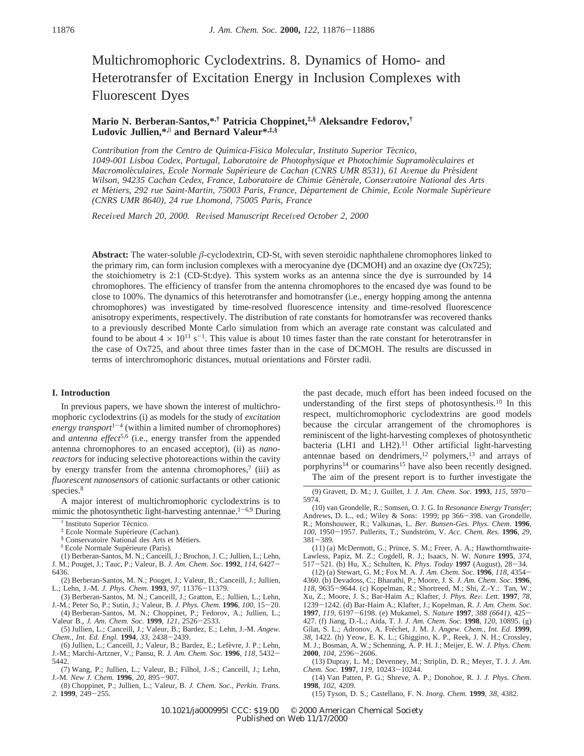# Multichromophoric Cyclodextrins. 8. Dynamics of Homo- and Heterotransfer of Excitation Energy in Inclusion Complexes with Fluorescent Dyes

**Mario N. Berberan-Santos,\*[†] Patricia Choppinet,[‡,§] Aleksandre Fedorov,[†] Ludovic Jullien,\*[∥] and Bernard Valeur\*[‡,§]**

*Contribution from the Centro de Química-Física Molecular, Instituto Superior Técnico, 1049-001 Lisboa Codex, Portugal, Laboratoire de Photophysique et Photochimie Supramoléculaires et Macromoléculaires, Ecole Normale Supérieure de Cachan (CNRS UMR 8531), 61 Avenue du Président Wilson, 94235 Cachan Cedex, France, Laboratoire de Chimie Générale, Conservatoire National des Arts et Métiers, 292 rue Saint-Martin, 75003 Paris, France, Département de Chimie, Ecole Normale Supérieure (CNRS UMR 8640), 24 rue Lhomond, 75005 Paris, France*

*Received March 20, 2000. Revised Manuscript Received October 2, 2000*

**Abstract:** The water-soluble $\beta$-cyclodextrin, CD-St, with seven steroidic naphthalene chromophores linked to the primary rim, can form inclusion complexes with a merocyanine dye (DCMOH) and an oxazine dye (Ox725); the stoichiometry is 2:1 (CD-St:dye). This system works as an antenna since the dye is surrounded by 14 chromophores. The efficiency of transfer from the antenna chromophores to the encased dye was found to be close to 100%. The dynamics of this heterotransfer and homotransfer (i.e., energy hopping among the antenna chromophores) was investigated by time-resolved fluorescence intensity and time-resolved fluorescence anisotropy experiments, respectively. The distribution of rate constants for homotransfer was recovered thanks to a previously described Monte Carlo simulation from which an average rate constant was calculated and found to be about $4 \times 10^{11}$ s$^{-1}$. This value is about 10 times faster than the rate constant for heterotransfer in the case of Ox725, and about three times faster than in the case of DCMOH. The results are discussed in terms of interchromophoric distances, mutual orientations and Förster radii.

## I. Introduction

In previous papers, we have shown the interest of multichromophoric cyclodextrins (i) as models for the study of *excitation energy transport*[1-4] (within a limited number of chromophores) and *antenna effect*[5,6] (i.e., energy transfer from the appended antenna chromophores to an encased acceptor), (ii) as *nanoreactors* for inducing selective photoreactions within the cavity by energy transfer from the antenna chromophores,[7] (iii) as *fluorescent nanosensors* of cationic surfactants or other cationic species.[8]

A major interest of multichromophoric cyclodextrins is to mimic the photosynthetic light-harvesting antennae.[1-6,9] During the past decade, much effort has been indeed focused on the understanding of the first steps of photosynthesis.[10] In this respect, multichromophoric cyclodextrins are good models because the circular arrangement of the chromophores is reminiscent of the light-harvesting complexes of photosynthetic bacteria (LH1 and LH2).[11] Other artificial light-harvesting antennae based on dendrimers,[12] polymers,[13] and arrays of porphyrins[14] or coumarins[15] have also been recently designed.

The aim of the present report is to further investigate the

† Instituto Superior Técnico.

‡ Ecole Normale Supérieure (Cachan).

§ Conservatoire National des Arts et Métiers.

∥ Ecole Normale Supérieure (Paris).

(1) Berberan-Santos, M. N.; Canceill, J.; Brochon, J. C.; Jullien, L.; Lehn, J. M.; Pouget, J.; Tauc, P.; Valeur, B. *J. Am. Chem. Soc.* **1992**, *114*, 6427–6436.

(2) Berberan-Santos, M. N.; Pouget, J.; Valeur, B.; Canceill, J.; Jullien, L.; Lehn, J.-M. *J. Phys. Chem.* **1993**, *97*, 11376–11379.

(3) Berberan-Santos, M. N.; Canceill, J.; Gratton, E.; Jullien, L.; Lehn, J.-M.; Peter So, P.; Sutin, J.; Valeur, B. *J. Phys. Chem.* **1996**, *100*, 15–20.

(4) Berberan-Santos, M. N.; Choppinet, P.; Fedorov, A.; Jullien, L.; Valeur B., *J. Am. Chem. Soc.* **1999**, *121*, 2526–2533.

(5) Jullien, L.; Canceill, J.; Valeur, B.; Bardez, E.; Lehn, J.-M. *Angew. Chem., Int. Ed. Engl.* **1994**, *33*, 2438–2439.

(6) Jullien, L.; Canceill, J.; Valeur, B.; Bardez, E.; Lefèvre, J. P.; Lehn, J.-M.; Marchi-Artzner, V.; Pansu, R. *J. Am. Chem. Soc.* **1996**, *118*, 5432–5442.

(7) Wang, P.; Jullien, L.; Valeur, B.; Filhol, J.-S.; Canceill, J.; Lehn, J.-M. *New J. Chem.* **1996**, *20*, 895–907.

(8) Choppinet, P.; Jullien, L.; Valeur, B. *J. Chem. Soc., Perkin Trans. 2.* **1999**, 249–255.

(9) Gravett, D. M.; J. Guillet, J. *J. Am. Chem. Soc.* **1993**, *115*, 5970–5974.

(10) van Grondelle, R.; Somsen, O. J. G. In *Resonance Energy Transfer*; Andrews, D. L., ed.; Wiley & Sons: 1999; pp 366–398. van Grondelle, R.; Monshouwer, R.; Valkunas, L. *Ber. Bunsen-Ges. Phys. Chem.* **1996**, *100*, 1950–1957. Pullerits, T.; Sundström, V. *Acc. Chem. Res.* **1996**, *29*, 381–389.

(11) (a) McDermott, G.; Prince, S. M.; Freer, A. A.; Hawthornthwaite-Lawless, Papiz, M. Z.; Cogdell, R. J.; Isaacs, N. W. *Nature* **1995**, *374*, 517–521. (b) Hu, X.; Schulten, K. *Phys. Today* **1997** (August), 28–34.

(12) (a) Stewart, G. M.; Fox M. A. *J. Am. Chem. Soc.* **1996**, *118*, 4354–4360. (b) Devadoss, C.; Bharathi, P.; Moore, J. S. *J. Am. Chem. Soc.* **1996**, *118*, 9635–9644. (c) Kopelman, R.; Shortreed, M.; Shi, Z.-Y.: Tan, W.; Xu, Z.; Moore, J. S.; Bar-Haim A.; Klafter, J. *Phys. Rev. Lett.* **1997**, *78*, 1239–1242. (d) Bar-Haim A.; Klafter, J.; Kopelman, R. *J. Am. Chem. Soc.* **1997**, *119*, 6197–6198. (e) Mukamel, S. *Nature* **1997**, *388 (6641)*, 425–427. (f) Jiang, D.-L.; Aida, T. J. *J. Am. Chem. Soc.* **1998**, *120*, 10895. (g) Gilat, S. L.; Adronov, A. Fréchet, J. M. J. *Angew. Chem., Int. Ed.* **1999**, *38*, 1422. (h) Yeow, E. K. L.; Ghiggino, K. P., Reek, J. N. H.; Crossley, M. J.; Bosman, A. W.; Schenning, A. P. H. J.; Meijer, E. W. *J. Phys. Chem.* **2000**, *104*, 2596–2606.

(13) Dupray, L. M.; Devenney, M.; Striplin, D. R.; Meyer, T. J. *J. Am. Chem. Soc.* **1997**, *119*, 10243–10244.

(14) Van Patten, P. G.; Shreve, A. P.; Donohoe, R. J. *J. Phys. Chem.* **1998**, *102*, 4209.

(15) Tyson, D. S.; Castellano, F. N. *Inorg. Chem.* **1999**, *38*, 4382.

10.1021/ja000995l CCC: $19.00 © 2000 American Chemical Society
Published on Web 11/17/2000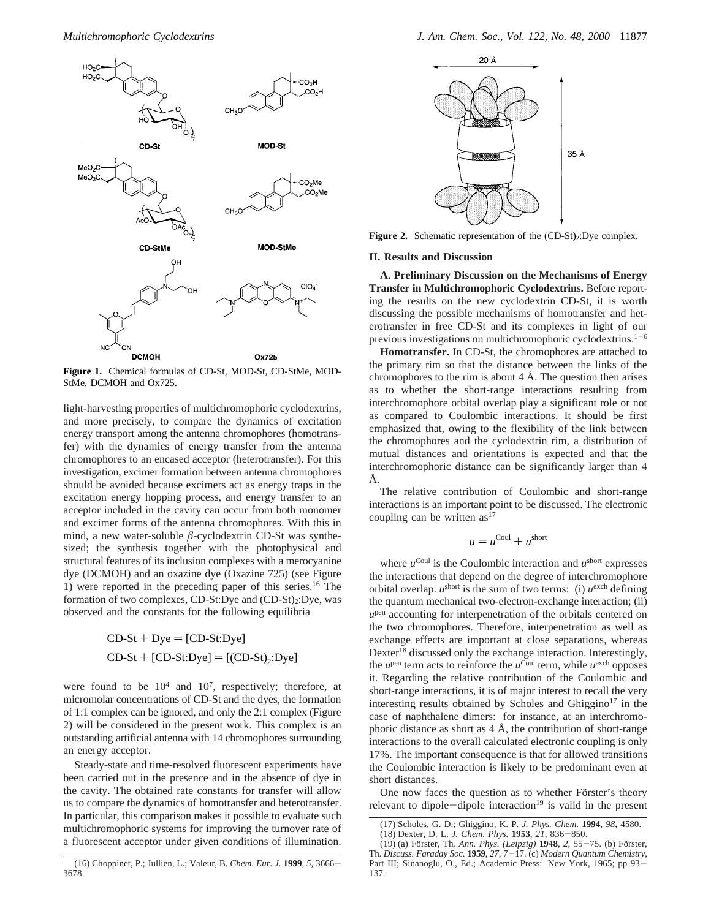**Figure 1.** Chemical formulas of CD-St, MOD-St, CD-StMe, MOD-StMe, DCMOH and Ox725.

light-harvesting properties of multichromophoric cyclodextrins, and more precisely, to compare the dynamics of excitation energy transport among the antenna chromophores (homotransfer) with the dynamics of energy transfer from the antenna chromophores to an encased acceptor (heterotransfer). For this investigation, excimer formation between antenna chromophores should be avoided because excimers act as energy traps in the excitation energy hopping process, and energy transfer to an acceptor included in the cavity can occur from both monomer and excimer forms of the antenna chromophores. With this in mind, a new water-soluble $\beta$-cyclodextrin CD-St was synthesized; the synthesis together with the photophysical and structural features of its inclusion complexes with a merocyanine dye (DCMOH) and an oxazine dye (Oxazine 725) (see Figure 1) were reported in the preceding paper of this series.[16] The formation of two complexes, CD-St:Dye and $(CD\text{-}St)_2$:Dye, was observed and the constants for the following equilibria

$$\text{CD-St} + \text{Dye} = [\text{CD-St:Dye}]$$

$$\text{CD-St} + [\text{CD-St:Dye}] = [(\text{CD-St})_2\text{:Dye}]$$

were found to be $10^4$ and $10^7$, respectively; therefore, at micromolar concentrations of CD-St and the dyes, the formation of 1:1 complex can be ignored, and only the 2:1 complex (Figure 2) will be considered in the present work. This complex is an outstanding artificial antenna with 14 chromophores surrounding an energy acceptor.

Steady-state and time-resolved fluorescent experiments have been carried out in the presence and in the absence of dye in the cavity. The obtained rate constants for transfer will allow us to compare the dynamics of homotransfer and heterotransfer. In particular, this comparison makes it possible to evaluate such multichromophoric systems for improving the turnover rate of a fluorescent acceptor under given conditions of illumination.

(16) Choppinet, P.; Jullien, L.; Valeur, B. *Chem. Eur. J.* **1999**, *5*, 3666–3678.

**Figure 2.** Schematic representation of the $(CD\text{-}St)_2$:Dye complex.

## II. Results and Discussion

**A. Preliminary Discussion on the Mechanisms of Energy Transfer in Multichromophoric Cyclodextrins.** Before reporting the results on the new cyclodextrin CD-St, it is worth discussing the possible mechanisms of homotransfer and heterotransfer in free CD-St and its complexes in light of our previous investigations on multichromophoric cyclodextrins.[1–6]

**Homotransfer.** In CD-St, the chromophores are attached to the primary rim so that the distance between the links of the chromophores to the rim is about 4 Å. The question then arises as to whether the short-range interactions resulting from interchromophore orbital overlap play a significant role or not as compared to Coulombic interactions. It should be first emphasized that, owing to the flexibility of the link between the chromophores and the cyclodextrin rim, a distribution of mutual distances and orientations is expected and that the interchromophoric distance can be significantly larger than 4 Å.

The relative contribution of Coulombic and short-range interactions is an important point to be discussed. The electronic coupling can be written as[17]

$$u = u^{\text{Coul}} + u^{\text{short}}$$

where $u^{\text{Coul}}$ is the Coulombic interaction and $u^{\text{short}}$ expresses the interactions that depend on the degree of interchromophore orbital overlap. $u^{\text{short}}$ is the sum of two terms: (i) $u^{\text{exch}}$ defining the quantum mechanical two-electron-exchange interaction; (ii) $u^{\text{pen}}$ accounting for interpenetration of the orbitals centered on the two chromophores. Therefore, interpenetration as well as exchange effects are important at close separations, whereas Dexter[18] discussed only the exchange interaction. Interestingly, the $u^{\text{pen}}$ term acts to reinforce the $u^{\text{Coul}}$ term, while $u^{\text{exch}}$ opposes it. Regarding the relative contribution of the Coulombic and short-range interactions, it is of major interest to recall the very interesting results obtained by Scholes and Ghiggino[17] in the case of naphthalene dimers: for instance, at an interchromophoric distance as short as 4 Å, the contribution of short-range interactions to the overall calculated electronic coupling is only 17%. The important consequence is that for allowed transitions the Coulombic interaction is likely to be predominant even at short distances.

One now faces the question as to whether Förster's theory relevant to dipole–dipole interaction[19] is valid in the present

(17) Scholes, G. D.; Ghiggino, K. P. *J. Phys. Chem.* **1994**, *98*, 4580.

(18) Dexter, D. L. *J. Chem. Phys.* **1953**, *21*, 836–850.

(19) (a) Förster, Th. *Ann. Phys. (Leipzig)* **1948**, *2*, 55–75. (b) Förster, Th. *Discuss. Faraday Soc.* **1959**, *27*, 7–17. (c) *Modern Quantum Chemistry*, Part III; Sinanoglu, O., Ed.; Academic Press: New York, 1965; pp 93–137.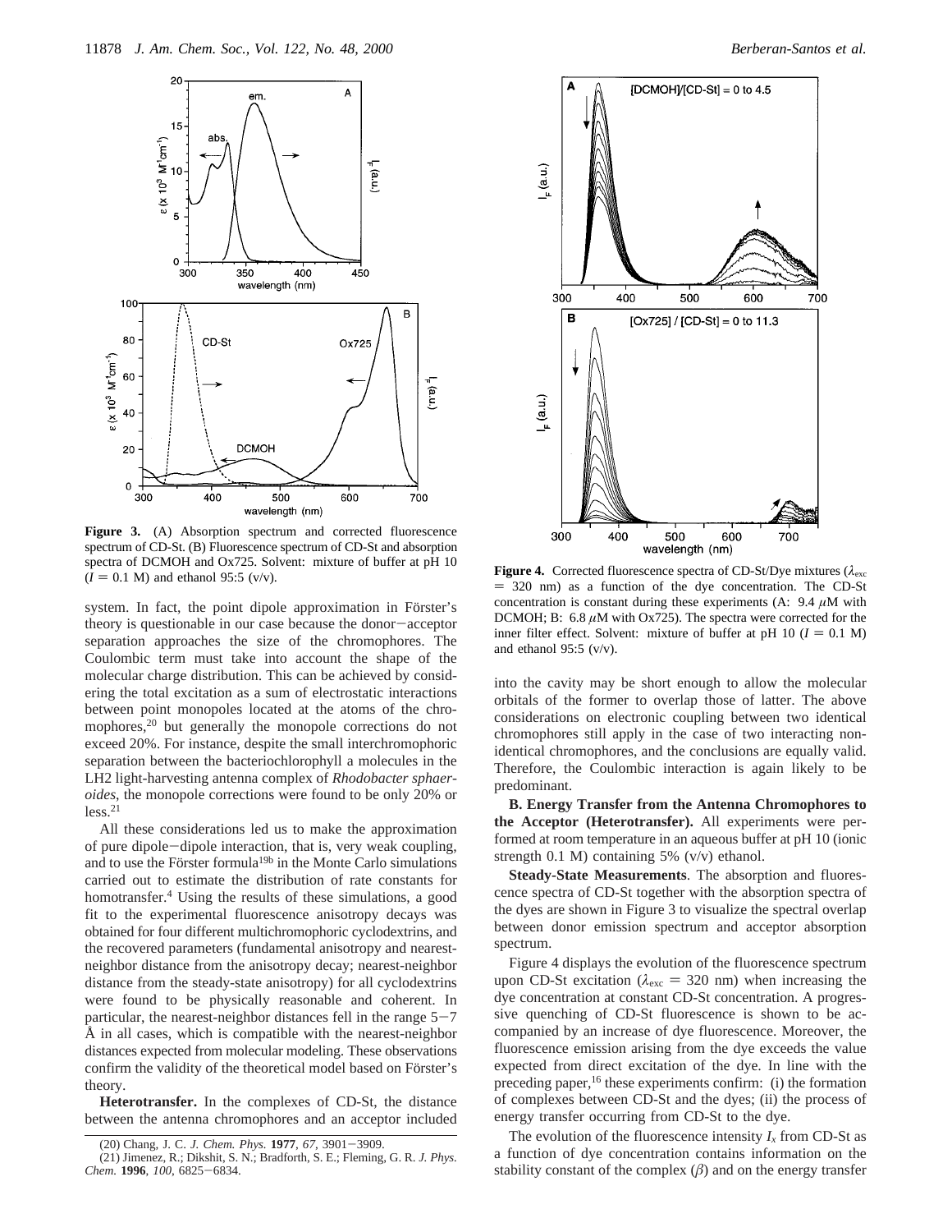**Figure 3.** (A) Absorption spectrum and corrected fluorescence spectrum of CD-St. (B) Fluorescence spectrum of CD-St and absorption spectra of DCMOH and Ox725. Solvent: mixture of buffer at pH 10 ($I$ = 0.1 M) and ethanol 95:5 (v/v).

system. In fact, the point dipole approximation in Förster's theory is questionable in our case because the donor−acceptor separation approaches the size of the chromophores. The Coulombic term must take into account the shape of the molecular charge distribution. This can be achieved by considering the total excitation as a sum of electrostatic interactions between point monopoles located at the atoms of the chromophores,[20] but generally the monopole corrections do not exceed 20%. For instance, despite the small interchromophoric separation between the bacteriochlorophyll a molecules in the LH2 light-harvesting antenna complex of *Rhodobacter sphaeroides*, the monopole corrections were found to be only 20% or less.[21]

All these considerations led us to make the approximation of pure dipole−dipole interaction, that is, very weak coupling, and to use the Förster formula[19b] in the Monte Carlo simulations carried out to estimate the distribution of rate constants for homotransfer.[4] Using the results of these simulations, a good fit to the experimental fluorescence anisotropy decays was obtained for four different multichromophoric cyclodextrins, and the recovered parameters (fundamental anisotropy and nearest-neighbor distance from the anisotropy decay; nearest-neighbor distance from the steady-state anisotropy) for all cyclodextrins were found to be physically reasonable and coherent. In particular, the nearest-neighbor distances fell in the range 5−7 Å in all cases, which is compatible with the nearest-neighbor distances expected from molecular modeling. These observations confirm the validity of the theoretical model based on Förster's theory.

**Heterotransfer.** In the complexes of CD-St, the distance between the antenna chromophores and an acceptor included into the cavity may be short enough to allow the molecular orbitals of the former to overlap those of latter. The above considerations on electronic coupling between two identical chromophores still apply in the case of two interacting nonidentical chromophores, and the conclusions are equally valid. Therefore, the Coulombic interaction is again likely to be predominant.

**Figure 4.** Corrected fluorescence spectra of CD-St/Dye mixtures ($\lambda_{exc}$ = 320 nm) as a function of the dye concentration. The CD-St concentration is constant during these experiments (A: 9.4 $\mu$M with DCMOH; B: 6.8 $\mu$M with Ox725). The spectra were corrected for the inner filter effect. Solvent: mixture of buffer at pH 10 ($I$ = 0.1 M) and ethanol 95:5 (v/v).

**B. Energy Transfer from the Antenna Chromophores to the Acceptor (Heterotransfer).** All experiments were performed at room temperature in an aqueous buffer at pH 10 (ionic strength 0.1 M) containing 5% (v/v) ethanol.

**Steady-State Measurements**. The absorption and fluorescence spectra of CD-St together with the absorption spectra of the dyes are shown in Figure 3 to visualize the spectral overlap between donor emission spectrum and acceptor absorption spectrum.

Figure 4 displays the evolution of the fluorescence spectrum upon CD-St excitation ($\lambda_{exc}$ = 320 nm) when increasing the dye concentration at constant CD-St concentration. A progressive quenching of CD-St fluorescence is shown to be accompanied by an increase of dye fluorescence. Moreover, the fluorescence emission arising from the dye exceeds the value expected from direct excitation of the dye. In line with the preceding paper,[16] these experiments confirm: (i) the formation of complexes between CD-St and the dyes; (ii) the process of energy transfer occurring from CD-St to the dye.

The evolution of the fluorescence intensity $I_x$ from CD-St as a function of dye concentration contains information on the stability constant of the complex ($\beta$) and on the energy transfer

(20) Chang, J. C. *J. Chem. Phys.* **1977**, *67*, 3901−3909.
(21) Jimenez, R.; Dikshit, S. N.; Bradforth, S. E.; Fleming, G. R. *J. Phys. Chem.* **1996**, *100*, 6825−6834.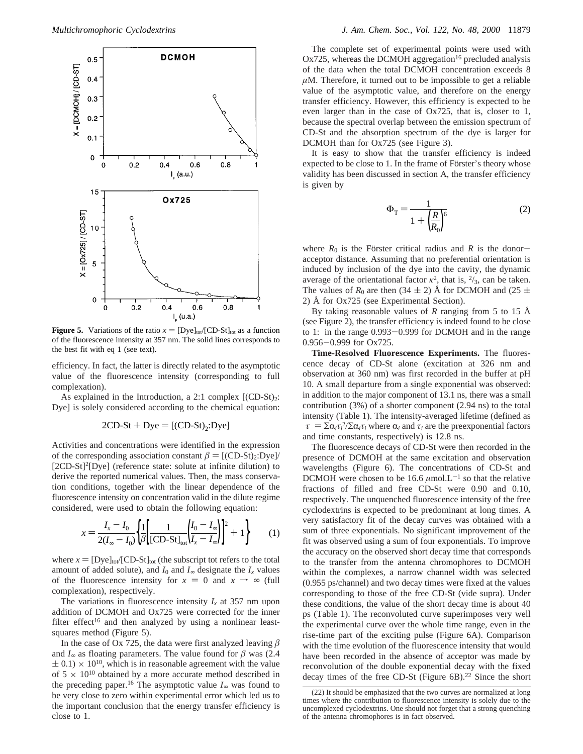**Figure 5.** Variations of the ratio $x = [\text{Dye}]_{\text{tot}}/[\text{CD-St}]_{\text{tot}}$ as a function of the fluorescence intensity at 357 nm. The solid lines corresponds to the best fit with eq 1 (see text).

efficiency. In fact, the latter is directly related to the asymptotic value of the fluorescence intensity (corresponding to full complexation).

As explained in the Introduction, a 2:1 complex [$(\text{CD-St})_2$:Dye] is solely considered according to the chemical equation:

$$2\text{CD-St} + \text{Dye} = [(\text{CD-St})_2\text{:Dye}]$$

Activities and concentrations were identified in the expression of the corresponding association constant $\beta = [(\text{CD-St})_2\text{:Dye}]/[2\text{CD-St}]^2[\text{Dye}]$ (reference state: solute at infinite dilution) to derive the reported numerical values. Then, the mass conservation conditions, together with the linear dependence of the fluorescence intensity on concentration valid in the dilute regime considered, were used to obtain the following equation:

$$x = \frac{I_x - I_0}{2(I_\infty - I_0)}\left\{\frac{1}{\beta}\left[\frac{1}{[\text{CD-St}]_{\text{tot}}}\left(\frac{I_0 - I_\infty}{I_x - I_\infty}\right)\right]^2 + 1\right\} \qquad (1)$$

where $x = [\text{Dye}]_{\text{tot}}/[\text{CD-St}]_{\text{tot}}$ (the subscript tot refers to the total amount of added solute), and $I_0$ and $I_\infty$ designate the $I_x$ values of the fluorescence intensity for $x = 0$ and $x \rightarrow \infty$ (full complexation), respectively.

The variations in fluorescence intensity $I_x$ at 357 nm upon addition of DCMOH and Ox725 were corrected for the inner filter effect[16] and then analyzed by using a nonlinear least-squares method (Figure 5).

In the case of Ox 725, the data were first analyzed leaving $\beta$ and $I_\infty$ as floating parameters. The value found for $\beta$ was $(2.4 \pm 0.1) \times 10^{10}$, which is in reasonable agreement with the value of $5 \times 10^{10}$ obtained by a more accurate method described in the preceding paper.[16] The asymptotic value $I_\infty$ was found to be very close to zero within experimental error which led us to the important conclusion that the energy transfer efficiency is close to 1.

The complete set of experimental points were used with Ox725, whereas the DCMOH aggregation[16] precluded analysis of the data when the total DCMOH concentration exceeds 8 $\mu$M. Therefore, it turned out to be impossible to get a reliable value of the asymptotic value, and therefore on the energy transfer efficiency. However, this efficiency is expected to be even larger than in the case of Ox725, that is, closer to 1, because the spectral overlap between the emission spectrum of CD-St and the absorption spectrum of the dye is larger for DCMOH than for Ox725 (see Figure 3).

It is easy to show that the transfer efficiency is indeed expected to be close to 1. In the frame of Förster's theory whose validity has been discussed in section A, the transfer efficiency is given by

$$\Phi_{\text{T}} = \frac{1}{1 + \left(\frac{R}{R_0}\right)^6} \qquad (2)$$

where $R_0$ is the Förster critical radius and $R$ is the donor–acceptor distance. Assuming that no preferential orientation is induced by inclusion of the dye into the cavity, the dynamic average of the orientational factor $\kappa^2$, that is, $^2/_3$, can be taken. The values of $R_0$ are then $(34 \pm 2)$ Å for DCMOH and $(25 \pm 2)$ Å for Ox725 (see Experimental Section).

By taking reasonable values of $R$ ranging from 5 to 15 Å (see Figure 2), the transfer efficiency is indeed found to be close to 1: in the range 0.993–0.999 for DCMOH and in the range 0.956–0.999 for Ox725.

**Time-Resolved Fluorescence Experiments.** The fluorescence decay of CD-St alone (excitation at 326 nm and observation at 360 nm) was first recorded in the buffer at pH 10. A small departure from a single exponential was observed: in addition to the major component of 13.1 ns, there was a small contribution (3%) of a shorter component (2.94 ns) to the total intensity (Table 1). The intensity-averaged lifetime (defined as $\langle\tau\rangle = \Sigma\alpha_i\tau_i^2/\Sigma\alpha_i\tau_i$ where $\alpha_i$ and $\tau_i$ are the preexponential factors and time constants, respectively) is 12.8 ns.

The fluorescence decays of CD-St were then recorded in the presence of DCMOH at the same excitation and observation wavelengths (Figure 6). The concentrations of CD-St and DCMOH were chosen to be 16.6 $\mu$mol.L$^{-1}$ so that the relative fractions of filled and free CD-St were 0.90 and 0.10, respectively. The unquenched fluorescence intensity of the free cyclodextrins is expected to be predominant at long times. A very satisfactory fit of the decay curves was obtained with a sum of three exponentials. No significant improvement of the fit was observed using a sum of four exponentials. To improve the accuracy on the observed short decay time that corresponds to the transfer from the antenna chromophores to DCMOH within the complexes, a narrow channel width was selected (0.955 ps/channel) and two decay times were fixed at the values corresponding to those of the free CD-St (vide supra). Under these conditions, the value of the short decay time is about 40 ps (Table 1). The reconvoluted curve superimposes very well the experimental curve over the whole time range, even in the rise-time part of the exciting pulse (Figure 6A). Comparison with the time evolution of the fluorescence intensity that would have been recorded in the absence of acceptor was made by reconvolution of the double exponential decay with the fixed decay times of the free CD-St (Figure 6B).[22] Since the short

(22) It should be emphasized that the two curves are normalized at long times where the contribution to fluorescence intensity is solely due to the uncomplexed cyclodextrins. One should not forget that a strong quenching of the antenna chromophores is in fact observed.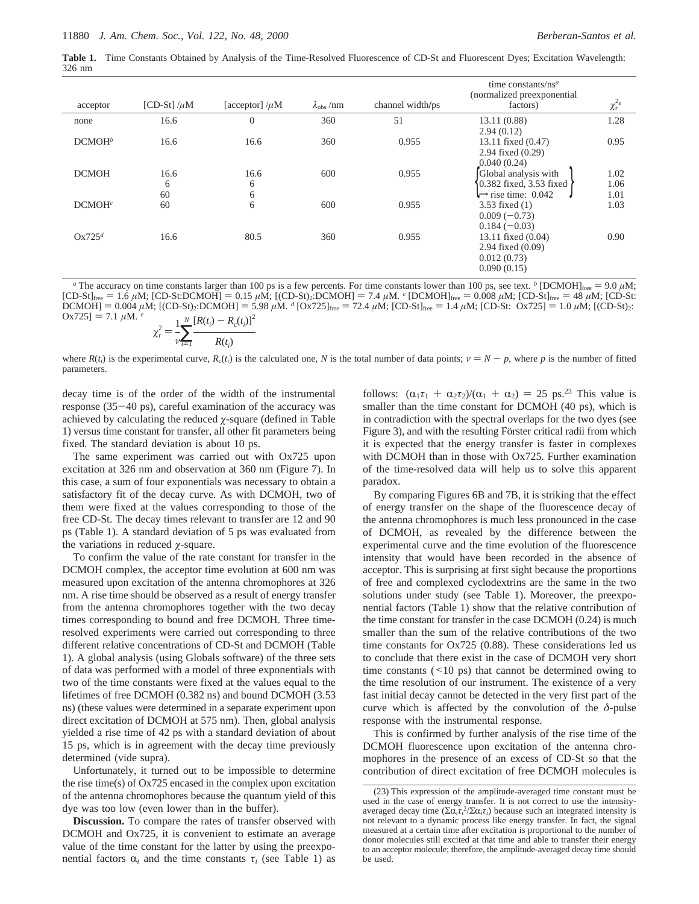**Table 1.** Time Constants Obtained by Analysis of the Time-Resolved Fluorescence of CD-St and Fluorescent Dyes; Excitation Wavelength: 326 nm

| acceptor | [CD-St] /$\mu$M | [acceptor] /$\mu$M | $\lambda_{obs}$ /nm | channel width/ps | time constants/ns[a] (normalized preexponential factors) | $\chi_r^2$ [e] |
|---|---|---|---|---|---|---|
| none | 16.6 | 0 | 360 | 51 | 13.11 (0.88)<br>2.94 (0.12) | 1.28 |
| DCMOH[b] | 16.6 | 16.6 | 360 | 0.955 | 13.11 fixed (0.47)<br>2.94 fixed (0.29)<br>0.040 (0.24) | 0.95 |
| DCMOH | 16.6<br>6<br>60 | 16.6<br>6<br>6 | 600 | 0.955 | Global analysis with 0.382 fixed, 3.53 fixed → rise time: 0.042 | 1.02<br>1.06<br>1.01 |
| DCMOH[c] | 60 | 6 | 600 | 0.955 | 3.53 fixed (1)<br>0.009 (−0.73)<br>0.184 (−0.03) | 1.03 |
| Ox725[d] | 16.6 | 80.5 | 360 | 0.955 | 13.11 fixed (0.04)<br>2.94 fixed (0.09)<br>0.012 (0.73)<br>0.090 (0.15) | 0.90 |

[a] The accuracy on time constants larger than 100 ps is a few percents. For time constants lower than 100 ps, see text. [b] $[\text{DCMOH}]_{free} = 9.0$ $\mu$M; $[\text{CD-St}]_{free} = 1.6$ $\mu$M; [CD-St:DCMOH] = 0.15 $\mu$M; $[(\text{CD-St})_2\text{:DCMOH}] = 7.4$ $\mu$M. [c] $[\text{DCMOH}]_{free} = 0.008$ $\mu$M; $[\text{CD-St}]_{free} = 48$ $\mu$M; [CD-St:DCMOH] = 0.004 $\mu$M; $[(\text{CD-St})_2\text{:DCMOH}] = 5.98$ $\mu$M. [d] $[\text{Ox725}]_{free} = 72.4$ $\mu$M; $[\text{CD-St}]_{free} = 1.4$ $\mu$M; [CD-St: Ox725] = 1.0 $\mu$M; $[(\text{CD-St})_2\text{:Ox725}] = 7.1$ $\mu$M. [e]

$$\chi_r^2 = \frac{1}{\nu}\sum_{i=1}^{N}\frac{[R(t_i) - R_c(t_i)]^2}{R(t_i)}$$

where $R(t_i)$ is the experimental curve, $R_c(t_i)$ is the calculated one, $N$ is the total number of data points; $\nu = N - p$, where $p$ is the number of fitted parameters.

decay time is of the order of the width of the instrumental response (35−40 ps), careful examination of the accuracy was achieved by calculating the reduced $\chi$-square (defined in Table 1) versus time constant for transfer, all other fit parameters being fixed. The standard deviation is about 10 ps.

The same experiment was carried out with Ox725 upon excitation at 326 nm and observation at 360 nm (Figure 7). In this case, a sum of four exponentials was necessary to obtain a satisfactory fit of the decay curve. As with DCMOH, two of them were fixed at the values corresponding to those of the free CD-St. The decay times relevant to transfer are 12 and 90 ps (Table 1). A standard deviation of 5 ps was evaluated from the variations in reduced $\chi$-square.

To confirm the value of the rate constant for transfer in the DCMOH complex, the acceptor time evolution at 600 nm was measured upon excitation of the antenna chromophores at 326 nm. A rise time should be observed as a result of energy transfer from the antenna chromophores together with the two decay times corresponding to bound and free DCMOH. Three time-resolved experiments were carried out corresponding to three different relative concentrations of CD-St and DCMOH (Table 1). A global analysis (using Globals software) of the three sets of data was performed with a model of three exponentials with two of the time constants were fixed at the values equal to the lifetimes of free DCMOH (0.382 ns) and bound DCMOH (3.53 ns) (these values were determined in a separate experiment upon direct excitation of DCMOH at 575 nm). Then, global analysis yielded a rise time of 42 ps with a standard deviation of about 15 ps, which is in agreement with the decay time previously determined (vide supra).

Unfortunately, it turned out to be impossible to determine the rise time(s) of Ox725 encased in the complex upon excitation of the antenna chromophores because the quantum yield of this dye was too low (even lower than in the buffer).

**Discussion.** To compare the rates of transfer observed with DCMOH and Ox725, it is convenient to estimate an average value of the time constant for the latter by using the preexponential factors $\alpha_i$ and the time constants $\tau_i$ (see Table 1) as follows: $(\alpha_1\tau_1 + \alpha_2\tau_2)/(\alpha_1 + \alpha_2) = 25$ ps.[23] This value is smaller than the time constant for DCMOH (40 ps), which is in contradiction with the spectral overlaps for the two dyes (see Figure 3), and with the resulting Förster critical radii from which it is expected that the energy transfer is faster in complexes with DCMOH than in those with Ox725. Further examination of the time-resolved data will help us to solve this apparent paradox.

By comparing Figures 6B and 7B, it is striking that the effect of energy transfer on the shape of the fluorescence decay of the antenna chromophores is much less pronounced in the case of DCMOH, as revealed by the difference between the experimental curve and the time evolution of the fluorescence intensity that would have been recorded in the absence of acceptor. This is surprising at first sight because the proportions of free and complexed cyclodextrins are the same in the two solutions under study (see Table 1). Moreover, the preexponential factors (Table 1) show that the relative contribution of the time constant for transfer in the case DCMOH (0.24) is much smaller than the sum of the relative contributions of the two time constants for Ox725 (0.88). These considerations led us to conclude that there exist in the case of DCMOH very short time constants (<10 ps) that cannot be determined owing to the time resolution of our instrument. The existence of a very fast initial decay cannot be detected in the very first part of the curve which is affected by the convolution of the $\delta$-pulse response with the instrumental response.

This is confirmed by further analysis of the rise time of the DCMOH fluorescence upon excitation of the antenna chromophores in the presence of an excess of CD-St so that the contribution of direct excitation of free DCMOH molecules is

(23) This expression of the amplitude-averaged time constant must be used in the case of energy transfer. It is not correct to use the intensity-averaged decay time $(\Sigma\alpha_i\tau_i^2/\Sigma\alpha_i\tau_i)$ because such an integrated intensity is not relevant to a dynamic process like energy transfer. In fact, the signal measured at a certain time after excitation is proportional to the number of donor molecules still excited at that time and able to transfer their energy to an acceptor molecule; therefore, the amplitude-averaged decay time should be used.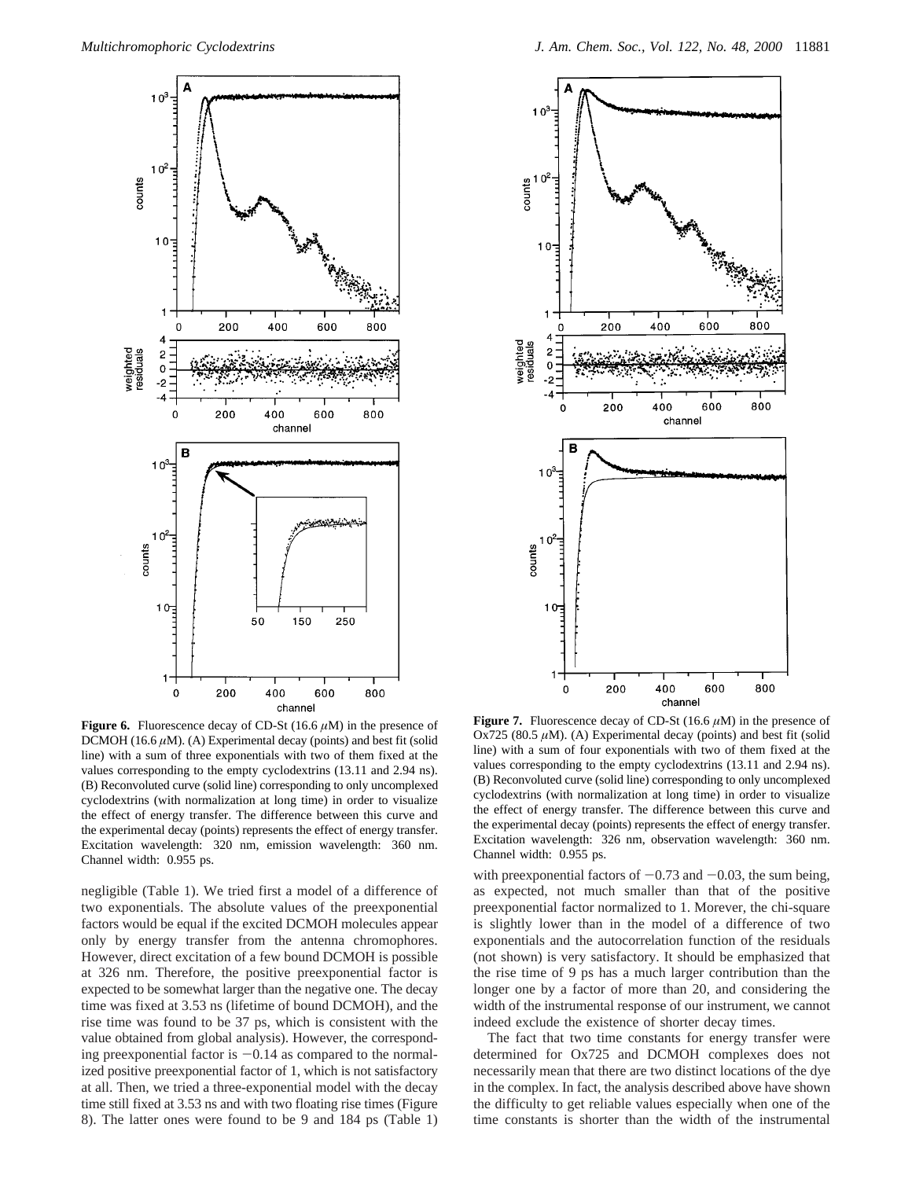**Figure 6.** Fluorescence decay of CD-St (16.6 $\mu$M) in the presence of DCMOH (16.6 $\mu$M). (A) Experimental decay (points) and best fit (solid line) with a sum of three exponentials with two of them fixed at the values corresponding to the empty cyclodextrins (13.11 and 2.94 ns). (B) Reconvoluted curve (solid line) corresponding to only uncomplexed cyclodextrins (with normalization at long time) in order to visualize the effect of energy transfer. The difference between this curve and the experimental decay (points) represents the effect of energy transfer. Excitation wavelength: 320 nm, emission wavelength: 360 nm. Channel width: 0.955 ps.

**Figure 7.** Fluorescence decay of CD-St (16.6 $\mu$M) in the presence of Ox725 (80.5 $\mu$M). (A) Experimental decay (points) and best fit (solid line) with a sum of four exponentials with two of them fixed at the values corresponding to the empty cyclodextrins (13.11 and 2.94 ns). (B) Reconvoluted curve (solid line) corresponding to only uncomplexed cyclodextrins (with normalization at long time) in order to visualize the effect of energy transfer. The difference between this curve and the experimental decay (points) represents the effect of energy transfer. Excitation wavelength: 326 nm, observation wavelength: 360 nm. Channel width: 0.955 ps.

negligible (Table 1). We tried first a model of a difference of two exponentials. The absolute values of the preexponential factors would be equal if the excited DCMOH molecules appear only by energy transfer from the antenna chromophores. However, direct excitation of a few bound DCMOH is possible at 326 nm. Therefore, the positive preexponential factor is expected to be somewhat larger than the negative one. The decay time was fixed at 3.53 ns (lifetime of bound DCMOH), and the rise time was found to be 37 ps, which is consistent with the value obtained from global analysis). However, the corresponding preexponential factor is $-0.14$ as compared to the normalized positive preexponential factor of 1, which is not satisfactory at all. Then, we tried a three-exponential model with the decay time still fixed at 3.53 ns and with two floating rise times (Figure 8). The latter ones were found to be 9 and 184 ps (Table 1) with preexponential factors of $-0.73$ and $-0.03$, the sum being, as expected, not much smaller than that of the positive preexponential factor normalized to 1. Morever, the chi-square is slightly lower than in the model of a difference of two exponentials and the autocorrelation function of the residuals (not shown) is very satisfactory. It should be emphasized that the rise time of 9 ps has a much larger contribution than the longer one by a factor of more than 20, and considering the width of the instrumental response of our instrument, we cannot indeed exclude the existence of shorter decay times.

The fact that two time constants for energy transfer were determined for Ox725 and DCMOH complexes does not necessarily mean that there are two distinct locations of the dye in the complex. In fact, the analysis described above have shown the difficulty to get reliable values especially when one of the time constants is shorter than the width of the instrumental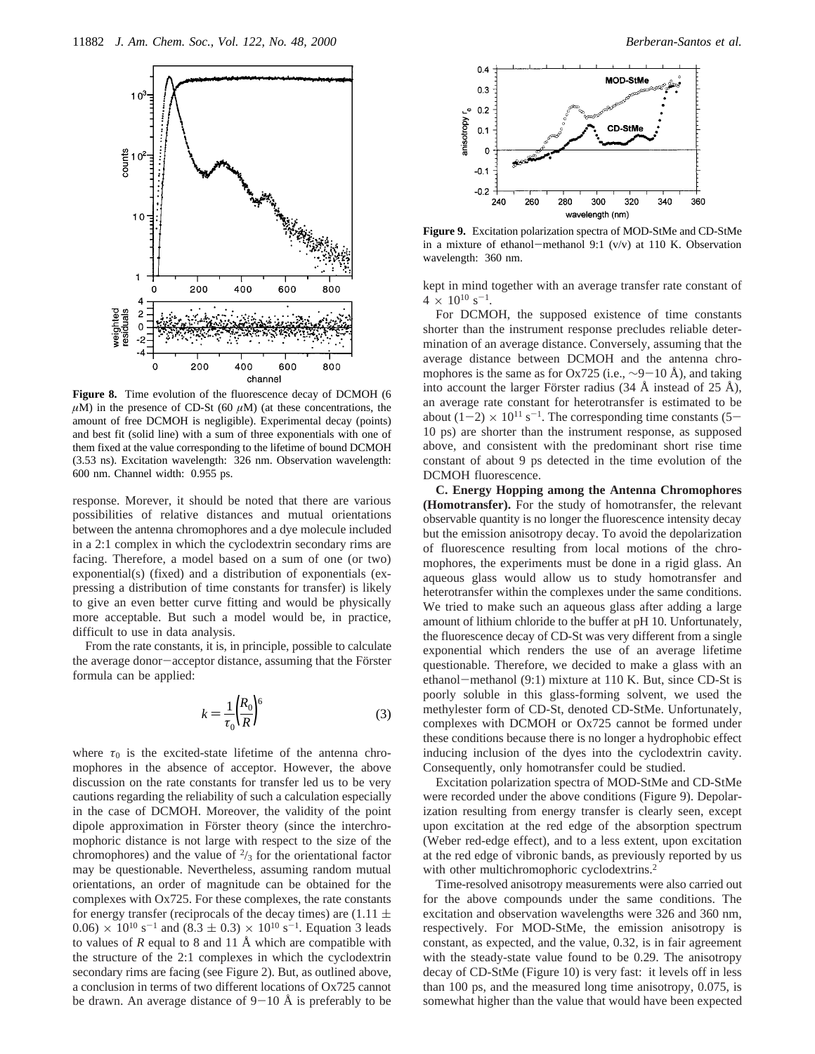**Figure 8.** Time evolution of the fluorescence decay of DCMOH (6 $\mu$M) in the presence of CD-St (60 $\mu$M) (at these concentrations, the amount of free DCMOH is negligible). Experimental decay (points) and best fit (solid line) with a sum of three exponentials with one of them fixed at the value corresponding to the lifetime of bound DCMOH (3.53 ns). Excitation wavelength: 326 nm. Observation wavelength: 600 nm. Channel width: 0.955 ps.

response. Morever, it should be noted that there are various possibilities of relative distances and mutual orientations between the antenna chromophores and a dye molecule included in a 2:1 complex in which the cyclodextrin secondary rims are facing. Therefore, a model based on a sum of one (or two) exponential(s) (fixed) and a distribution of exponentials (expressing a distribution of time constants for transfer) is likely to give an even better curve fitting and would be physically more acceptable. But such a model would be, in practice, difficult to use in data analysis.

From the rate constants, it is, in principle, possible to calculate the average donor–acceptor distance, assuming that the Förster formula can be applied:

$$k = \frac{1}{\tau_0}\left(\frac{R_0}{R}\right)^6 \tag{3}$$

where $\tau_0$ is the excited-state lifetime of the antenna chromophores in the absence of acceptor. However, the above discussion on the rate constants for transfer led us to be very cautions regarding the reliability of such a calculation especially in the case of DCMOH. Moreover, the validity of the point dipole approximation in Förster theory (since the interchromophoric distance is not large with respect to the size of the chromophores) and the value of $^2/_3$ for the orientational factor may be questionable. Nevertheless, assuming random mutual orientations, an order of magnitude can be obtained for the complexes with Ox725. For these complexes, the rate constants for energy transfer (reciprocals of the decay times) are $(1.11 \pm 0.06) \times 10^{10}$ s$^{-1}$ and $(8.3 \pm 0.3) \times 10^{10}$ s$^{-1}$. Equation 3 leads to values of $R$ equal to 8 and 11 Å which are compatible with the structure of the 2:1 complexes in which the cyclodextrin secondary rims are facing (see Figure 2). But, as outlined above, a conclusion in terms of two different locations of Ox725 cannot be drawn. An average distance of 9–10 Å is preferably to be kept in mind together with an average transfer rate constant of $4 \times 10^{10}$ s$^{-1}$.

**Figure 9.** Excitation polarization spectra of MOD-StMe and CD-StMe in a mixture of ethanol–methanol 9:1 (v/v) at 110 K. Observation wavelength: 360 nm.

For DCMOH, the supposed existence of time constants shorter than the instrument response precludes reliable determination of an average distance. Conversely, assuming that the average distance between DCMOH and the antenna chromophores is the same as for Ox725 (i.e., ~9–10 Å), and taking into account the larger Förster radius (34 Å instead of 25 Å), an average rate constant for heterotransfer is estimated to be about $(1-2) \times 10^{11}$ s$^{-1}$. The corresponding time constants (5–10 ps) are shorter than the instrument response, as supposed above, and consistent with the predominant short rise time constant of about 9 ps detected in the time evolution of the DCMOH fluorescence.

**C. Energy Hopping among the Antenna Chromophores (Homotransfer).** For the study of homotransfer, the relevant observable quantity is no longer the fluorescence intensity decay but the emission anisotropy decay. To avoid the depolarization of fluorescence resulting from local motions of the chromophores, the experiments must be done in a rigid glass. An aqueous glass would allow us to study homotransfer and heterotransfer within the complexes under the same conditions. We tried to make such an aqueous glass after adding a large amount of lithium chloride to the buffer at pH 10. Unfortunately, the fluorescence decay of CD-St was very different from a single exponential which renders the use of an average lifetime questionable. Therefore, we decided to make a glass with an ethanol–methanol (9:1) mixture at 110 K. But, since CD-St is poorly soluble in this glass-forming solvent, we used the methylester form of CD-St, denoted CD-StMe. Unfortunately, complexes with DCMOH or Ox725 cannot be formed under these conditions because there is no longer a hydrophobic effect inducing inclusion of the dyes into the cyclodextrin cavity. Consequently, only homotransfer could be studied.

Excitation polarization spectra of MOD-StMe and CD-StMe were recorded under the above conditions (Figure 9). Depolarization resulting from energy transfer is clearly seen, except upon excitation at the red edge of the absorption spectrum (Weber red-edge effect), and to a less extent, upon excitation at the red edge of vibronic bands, as previously reported by us with other multichromophoric cyclodextrins.[2]

Time-resolved anisotropy measurements were also carried out for the above compounds under the same conditions. The excitation and observation wavelengths were 326 and 360 nm, respectively. For MOD-StMe, the emission anisotropy is constant, as expected, and the value, 0.32, is in fair agreement with the steady-state value found to be 0.29. The anisotropy decay of CD-StMe (Figure 10) is very fast: it levels off in less than 100 ps, and the measured long time anisotropy, 0.075, is somewhat higher than the value that would have been expected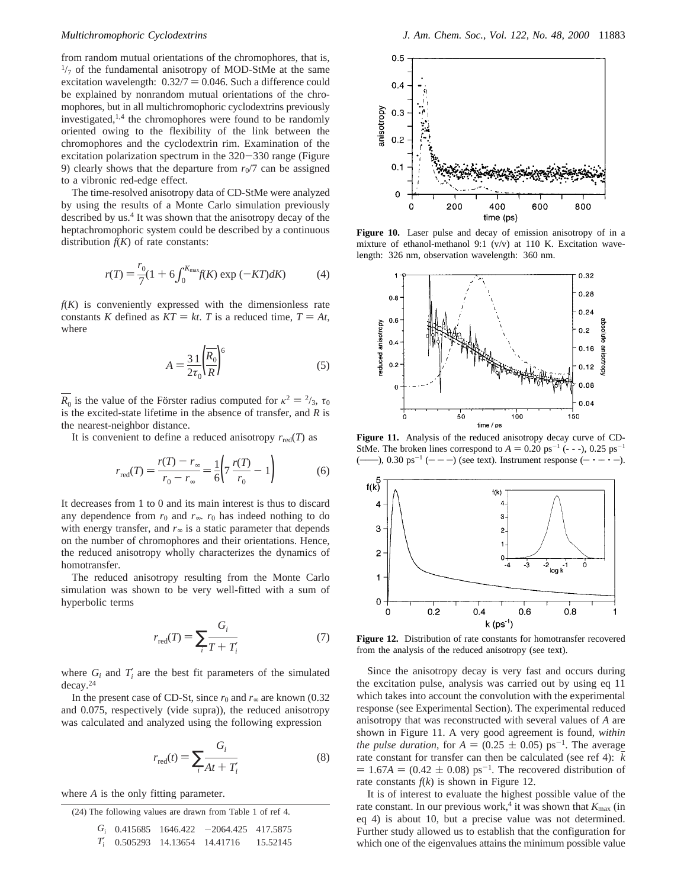from random mutual orientations of the chromophores, that is, $^{1}/_{7}$ of the fundamental anisotropy of MOD-StMe at the same excitation wavelength: $0.32/7 = 0.046$. Such a difference could be explained by nonrandom mutual orientations of the chromophores, but in all multichromophoric cyclodextrins previously investigated,[1,4] the chromophores were found to be randomly oriented owing to the flexibility of the link between the chromophores and the cyclodextrin rim. Examination of the excitation polarization spectrum in the 320−330 range (Figure 9) clearly shows that the departure from $r_0/7$ can be assigned to a vibronic red-edge effect.

The time-resolved anisotropy data of CD-StMe were analyzed by using the results of a Monte Carlo simulation previously described by us.[4] It was shown that the anisotropy decay of the heptachromophoric system could be described by a continuous distribution $f(K)$ of rate constants:

$$r(T) = \frac{r_0}{7}\left(1 + 6\int_0^{K_{\max}} f(K) \exp(-KT) dK\right) \tag{4}$$

$f(K)$ is conveniently expressed with the dimensionless rate constants $K$ defined as $KT = kt$. $T$ is a reduced time, $T = At$, where

$$A = \frac{3}{2\tau_0}\frac{1}{}\left(\frac{\overline{R_0}}{R}\right)^6 \tag{5}$$

$\overline{R_0}$ is the value of the Förster radius computed for $\kappa^2 = {}^2/_3$, $\tau_0$ is the excited-state lifetime in the absence of transfer, and $R$ is the nearest-neighbor distance.

It is convenient to define a reduced anisotropy $r_{\mathrm{red}}(T)$ as

$$r_{\mathrm{red}}(T) = \frac{r(T) - r_\infty}{r_0 - r_\infty} = \frac{1}{6}\left(7\frac{r(T)}{r_0} - 1\right) \tag{6}$$

It decreases from 1 to 0 and its main interest is thus to discard any dependence from $r_0$ and $r_\infty$. $r_0$ has indeed nothing to do with energy transfer, and $r_\infty$ is a static parameter that depends on the number of chromophores and their orientations. Hence, the reduced anisotropy wholly characterizes the dynamics of homotransfer.

The reduced anisotropy resulting from the Monte Carlo simulation was shown to be very well-fitted with a sum of hyperbolic terms

$$r_{\mathrm{red}}(T) = \sum_i \frac{G_i}{T + T_i'} \tag{7}$$

where $G_i$ and $T_i'$ are the best fit parameters of the simulated decay.[24]

In the present case of CD-St, since $r_0$ and $r_\infty$ are known (0.32 and 0.075, respectively (vide supra)), the reduced anisotropy was calculated and analyzed using the following expression

$$r_{\mathrm{red}}(t) = \sum_i \frac{G_i}{At + T_i'} \tag{8}$$

where $A$ is the only fitting parameter.

Figure 10. Laser pulse and decay of emission anisotropy of in a mixture of ethanol-methanol 9:1 (v/v) at 110 K. Excitation wavelength: 326 nm, observation wavelength: 360 nm.

Figure 11. Analysis of the reduced anisotropy decay curve of CD-StMe. The broken lines correspond to $A = 0.20$ ps$^{-1}$ (- - -), 0.25 ps$^{-1}$ (——), 0.30 ps$^{-1}$ (— — —) (see text). Instrument response (— · — · —).

Figure 12. Distribution of rate constants for homotransfer recovered from the analysis of the reduced anisotropy (see text).

Since the anisotropy decay is very fast and occurs during the excitation pulse, analysis was carried out by using eq 11 which takes into account the convolution with the experimental response (see Experimental Section). The experimental reduced anisotropy that was reconstructed with several values of $A$ are shown in Figure 11. A very good agreement is found, *within the pulse duration*, for $A = (0.25 \pm 0.05)$ ps$^{-1}$. The average rate constant for transfer can then be calculated (see ref 4): $\bar{k} = 1.67A = (0.42 \pm 0.08)$ ps$^{-1}$. The recovered distribution of rate constants $f(k)$ is shown in Figure 12.

It is of interest to evaluate the highest possible value of the rate constant. In our previous work,[4] it was shown that $K_{\max}$ (in eq 4) is about 10, but a precise value was not determined. Further study allowed us to establish that the configuration for which one of the eigenvalues attains the minimum possible value

(24) The following values are drawn from Table 1 of ref 4.

| | | | | |
|---|---|---|---|---|
| $G_i$ | 0.415685 | 1646.422 | −2064.425 | 417.5875 |
| $T_i'$ | 0.505293 | 14.13654 | 14.41716 | 15.52145 |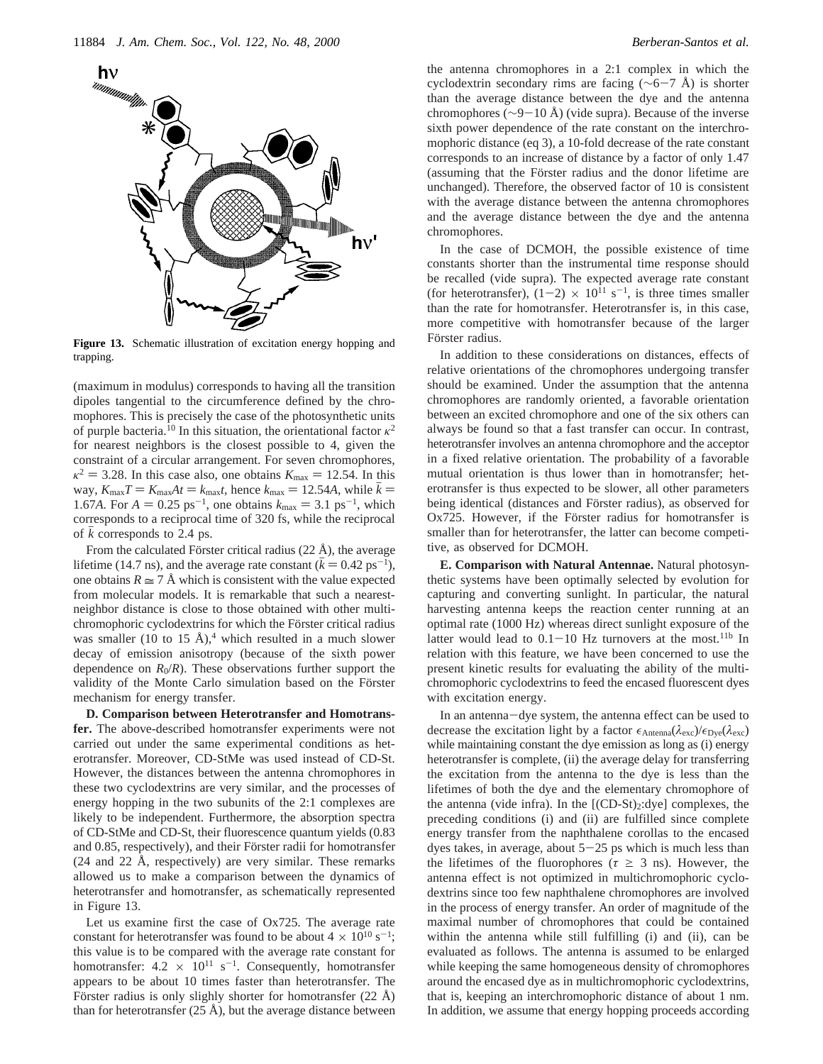**Figure 13.** Schematic illustration of excitation energy hopping and trapping.

(maximum in modulus) corresponds to having all the transition dipoles tangential to the circumference defined by the chromophores. This is precisely the case of the photosynthetic units of purple bacteria.[10] In this situation, the orientational factor $\kappa^2$ for nearest neighbors is the closest possible to 4, given the constraint of a circular arrangement. For seven chromophores, $\kappa^2 = 3.28$. In this case also, one obtains $K_{max} = 12.54$. In this way, $K_{max}T = K_{max}At = k_{max}t$, hence $k_{max} = 12.54A$, while $\bar{k} = 1.67A$. For $A = 0.25$ ps$^{-1}$, one obtains $k_{max} = 3.1$ ps$^{-1}$, which corresponds to a reciprocal time of 320 fs, while the reciprocal of $\bar{k}$ corresponds to 2.4 ps.

From the calculated Förster critical radius (22 Å), the average lifetime (14.7 ns), and the average rate constant ($\bar{k} = 0.42$ ps$^{-1}$), one obtains $R \cong 7$ Å which is consistent with the value expected from molecular models. It is remarkable that such a nearest-neighbor distance is close to those obtained with other multichromophoric cyclodextrins for which the Förster critical radius was smaller (10 to 15 Å),[4] which resulted in a much slower decay of emission anisotropy (because of the sixth power dependence on $R_0/R$). These observations further support the validity of the Monte Carlo simulation based on the Förster mechanism for energy transfer.

**D. Comparison between Heterotransfer and Homotransfer.** The above-described homotransfer experiments were not carried out under the same experimental conditions as heterotransfer. Moreover, CD-StMe was used instead of CD-St. However, the distances between the antenna chromophores in these two cyclodextrins are very similar, and the processes of energy hopping in the two subunits of the 2:1 complexes are likely to be independent. Furthermore, the absorption spectra of CD-StMe and CD-St, their fluorescence quantum yields (0.83 and 0.85, respectively), and their Förster radii for homotransfer (24 and 22 Å, respectively) are very similar. These remarks allowed us to make a comparison between the dynamics of heterotransfer and homotransfer, as schematically represented in Figure 13.

Let us examine first the case of Ox725. The average rate constant for heterotransfer was found to be about $4 \times 10^{10}$ s$^{-1}$; this value is to be compared with the average rate constant for homotransfer: $4.2 \times 10^{11}$ s$^{-1}$. Consequently, homotransfer appears to be about 10 times faster than heterotransfer. The Förster radius is only slighly shorter for homotransfer (22 Å) than for heterotransfer (25 Å), but the average distance between the antenna chromophores in a 2:1 complex in which the cyclodextrin secondary rims are facing (~6−7 Å) is shorter than the average distance between the dye and the antenna chromophores (~9−10 Å) (vide supra). Because of the inverse sixth power dependence of the rate constant on the interchromophoric distance (eq 3), a 10-fold decrease of the rate constant corresponds to an increase of distance by a factor of only 1.47 (assuming that the Förster radius and the donor lifetime are unchanged). Therefore, the observed factor of 10 is consistent with the average distance between the antenna chromophores and the average distance between the dye and the antenna chromophores.

In the case of DCMOH, the possible existence of time constants shorter than the instrumental time response should be recalled (vide supra). The expected average rate constant (for heterotransfer), $(1-2) \times 10^{11}$ s$^{-1}$, is three times smaller than the rate for homotransfer. Heterotransfer is, in this case, more competitive with homotransfer because of the larger Förster radius.

In addition to these considerations on distances, effects of relative orientations of the chromophores undergoing transfer should be examined. Under the assumption that the antenna chromophores are randomly oriented, a favorable orientation between an excited chromophore and one of the six others can always be found so that a fast transfer can occur. In contrast, heterotransfer involves an antenna chromophore and the acceptor in a fixed relative orientation. The probability of a favorable mutual orientation is thus lower than in homotransfer; heterotransfer is thus expected to be slower, all other parameters being identical (distances and Förster radius), as observed for Ox725. However, if the Förster radius for homotransfer is smaller than for heterotransfer, the latter can become competitive, as observed for DCMOH.

**E. Comparison with Natural Antennae.** Natural photosynthetic systems have been optimally selected by evolution for capturing and converting sunlight. In particular, the natural harvesting antenna keeps the reaction center running at an optimal rate (1000 Hz) whereas direct sunlight exposure of the latter would lead to 0.1−10 Hz turnovers at the most.[11b] In relation with this feature, we have been concerned to use the present kinetic results for evaluating the ability of the multichromophoric cyclodextrins to feed the encased fluorescent dyes with excitation energy.

In an antenna−dye system, the antenna effect can be used to decrease the excitation light by a factor $\epsilon_{Antenna}(\lambda_{exc})/\epsilon_{Dye}(\lambda_{exc})$ while maintaining constant the dye emission as long as (i) energy heterotransfer is complete, (ii) the average delay for transferring the excitation from the antenna to the dye is less than the lifetimes of both the dye and the elementary chromophore of the antenna (vide infra). In the [(CD-St)$_2$:dye] complexes, the preceding conditions (i) and (ii) are fulfilled since complete energy transfer from the naphthalene corollas to the encased dyes takes, in average, about 5−25 ps which is much less than the lifetimes of the fluorophores ($\tau \geq 3$ ns). However, the antenna effect is not optimized in multichromophoric cyclodextrins since too few naphthalene chromophores are involved in the process of energy transfer. An order of magnitude of the maximal number of chromophores that could be contained within the antenna while still fulfilling (i) and (ii), can be evaluated as follows. The antenna is assumed to be enlarged while keeping the same homogeneous density of chromophores around the encased dye as in multichromophoric cyclodextrins, that is, keeping an interchromophoric distance of about 1 nm. In addition, we assume that energy hopping proceeds according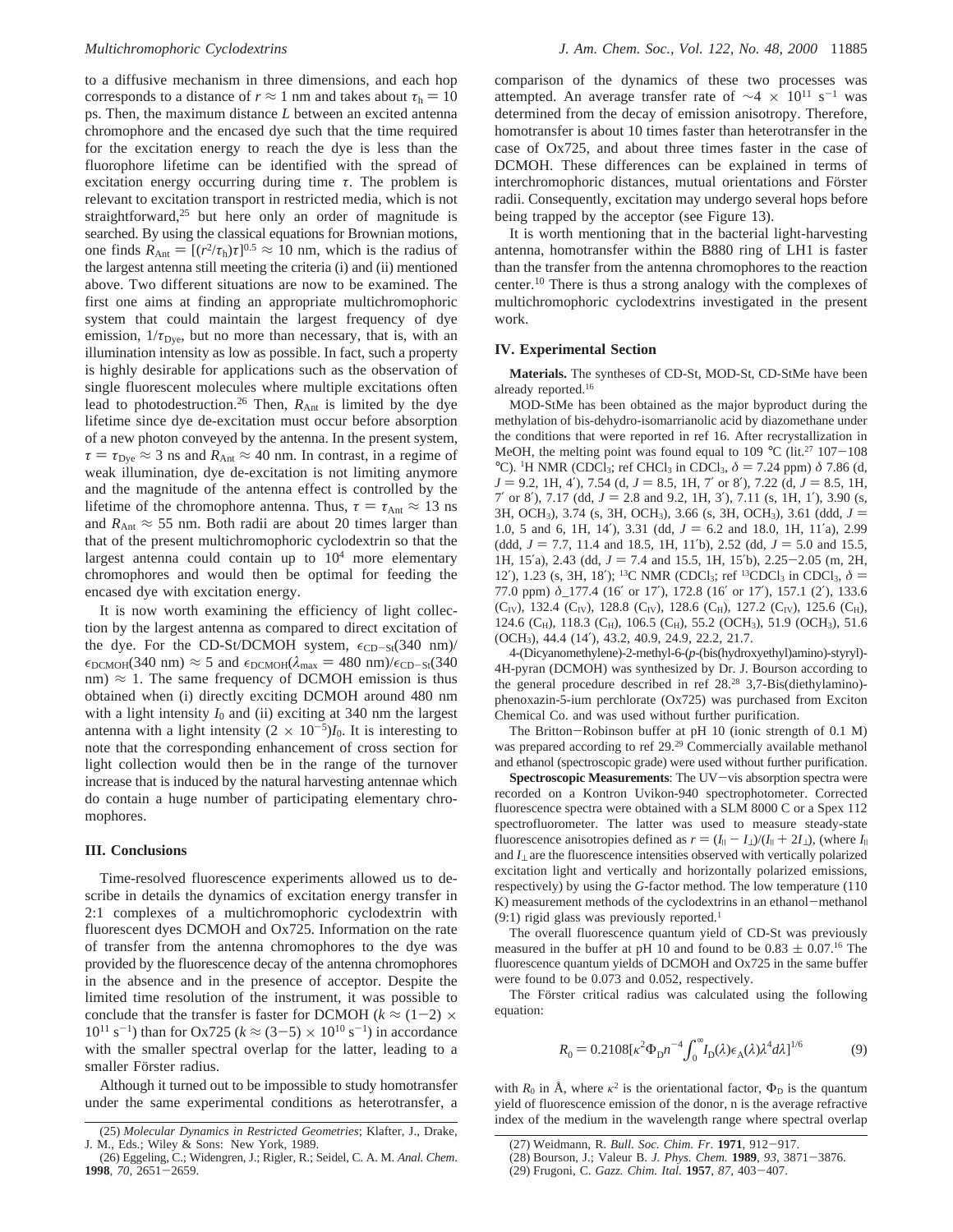to a diffusive mechanism in three dimensions, and each hop corresponds to a distance of $r \approx 1$ nm and takes about $\tau_h = 10$ ps. Then, the maximum distance $L$ between an excited antenna chromophore and the encased dye such that the time required for the excitation energy to reach the dye is less than the fluorophore lifetime can be identified with the spread of excitation energy occurring during time $\tau$. The problem is relevant to excitation transport in restricted media, which is not straightforward,[25] but here only an order of magnitude is searched. By using the classical equations for Brownian motions, one finds $R_{Ant} = [(r^2/\tau_h)\tau]^{0.5} \approx 10$ nm, which is the radius of the largest antenna still meeting the criteria (i) and (ii) mentioned above. Two different situations are now to be examined. The first one aims at finding an appropriate multichromophoric system that could maintain the largest frequency of dye emission, $1/\tau_{Dye}$, but no more than necessary, that is, with an illumination intensity as low as possible. In fact, such a property is highly desirable for applications such as the observation of single fluorescent molecules where multiple excitations often lead to photodestruction.[26] Then, $R_{Ant}$ is limited by the dye lifetime since dye de-excitation must occur before absorption of a new photon conveyed by the antenna. In the present system, $\tau = \tau_{Dye} \approx 3$ ns and $R_{Ant} \approx 40$ nm. In contrast, in a regime of weak illumination, dye de-excitation is not limiting anymore and the magnitude of the antenna effect is controlled by the lifetime of the chromophore antenna. Thus, $\tau = \tau_{Ant} \approx 13$ ns and $R_{Ant} \approx 55$ nm. Both radii are about 20 times larger than that of the present multichromophoric cyclodextrin so that the largest antenna could contain up to $10^4$ more elementary chromophores and would then be optimal for feeding the encased dye with excitation energy.

It is now worth examining the efficiency of light collection by the largest antenna as compared to direct excitation of the dye. For the CD-St/DCMOH system, $\epsilon_{CD-St}(340 \text{ nm})/\epsilon_{DCMOH}(340 \text{ nm}) \approx 5$ and $\epsilon_{DCMOH}(\lambda_{max} = 480 \text{ nm})/\epsilon_{CD-St}(340 \text{ nm}) \approx 1$. The same frequency of DCMOH emission is thus obtained when (i) directly exciting DCMOH around 480 nm with a light intensity $I_0$ and (ii) exciting at 340 nm the largest antenna with a light intensity $(2 \times 10^{-5})I_0$. It is interesting to note that the corresponding enhancement of cross section for light collection would then be in the range of the turnover increase that is induced by the natural harvesting antennae which do contain a huge number of participating elementary chromophores.

## III. Conclusions

Time-resolved fluorescence experiments allowed us to describe in details the dynamics of excitation energy transfer in 2:1 complexes of a multichromophoric cyclodextrin with fluorescent dyes DCMOH and Ox725. Information on the rate of transfer from the antenna chromophores to the dye was provided by the fluorescence decay of the antenna chromophores in the absence and in the presence of acceptor. Despite the limited time resolution of the instrument, it was possible to conclude that the transfer is faster for DCMOH ($k \approx (1-2) \times 10^{11}$ s$^{-1}$) than for Ox725 ($k \approx (3-5) \times 10^{10}$ s$^{-1}$) in accordance with the smaller spectral overlap for the latter, leading to a smaller Förster radius.

Although it turned out to be impossible to study homotransfer under the same experimental conditions as heterotransfer, a comparison of the dynamics of these two processes was attempted. An average transfer rate of $\sim 4 \times 10^{11}$ s$^{-1}$ was determined from the decay of emission anisotropy. Therefore, homotransfer is about 10 times faster than heterotransfer in the case of Ox725, and about three times faster in the case of DCMOH. These differences can be explained in terms of interchromophoric distances, mutual orientations and Förster radii. Consequently, excitation may undergo several hops before being trapped by the acceptor (see Figure 13).

It is worth mentioning that in the bacterial light-harvesting antenna, homotransfer within the B880 ring of LH1 is faster than the transfer from the antenna chromophores to the reaction center.[10] There is thus a strong analogy with the complexes of multichromophoric cyclodextrins investigated in the present work.

## IV. Experimental Section

**Materials.** The syntheses of CD-St, MOD-St, CD-StMe have been already reported.[16]

MOD-StMe has been obtained as the major byproduct during the methylation of bis-dehydro-isomarrianolic acid by diazomethane under the conditions that were reported in ref 16. After recrystallization in MeOH, the melting point was found equal to 109 °C (lit.[27] 107–108 °C). $^1$H NMR (CDCl$_3$; ref CHCl$_3$ in CDCl$_3$, $\delta$ = 7.24 ppm) $\delta$ 7.86 (d, $J$ = 9.2, 1H, 4′), 7.54 (d, $J$ = 8.5, 1H, 7′ or 8′), 7.22 (d, $J$ = 8.5, 1H, 7′ or 8′), 7.17 (dd, $J$ = 2.8 and 9.2, 1H, 3′), 7.11 (s, 1H, 1′), 3.90 (s, 3H, OCH$_3$), 3.74 (s, 3H, OCH$_3$), 3.66 (s, 3H, OCH$_3$), 3.61 (ddd, $J$ = 1.0, 5 and 6, 1H, 14′), 3.31 (dd, $J$ = 6.2 and 18.0, 1H, 11′a), 2.99 (ddd, $J$ = 7.7, 11.4 and 18.5, 1H, 11′b), 2.52 (dd, $J$ = 5.0 and 15.5, 1H, 15′a), 2.43 (dd, $J$ = 7.4 and 15.5, 1H, 15′b), 2.25–2.05 (m, 2H, 12′), 1.23 (s, 3H, 18′); $^{13}$C NMR (CDCl$_3$; ref $^{13}$CDCl$_3$ in CDCl$_3$, $\delta$ = 77.0 ppm) $\delta$_177.4 (16′ or 17′), 172.8 (16′ or 17′), 157.1 (2′), 133.6 (C$_{IV}$), 132.4 (C$_{IV}$), 128.8 (C$_{IV}$), 128.6 (C$_H$), 127.2 (C$_{IV}$), 125.6 (C$_H$), 124.6 (C$_H$), 118.3 (C$_H$), 106.5 (C$_H$), 55.2 (OCH$_3$), 51.9 (OCH$_3$), 51.6 (OCH$_3$), 44.4 (14′), 43.2, 40.9, 24.9, 22.2, 21.7.

4-(Dicyanomethylene)-2-methyl-6-($p$-(bis(hydroxyethyl)amino)-styryl)-4H-pyran (DCMOH) was synthesized by Dr. J. Bourson according to the general procedure described in ref 28.[28] 3,7-Bis(diethylamino)-phenoxazin-5-ium perchlorate (Ox725) was purchased from Exciton Chemical Co. and was used without further purification.

The Britton–Robinson buffer at pH 10 (ionic strength of 0.1 M) was prepared according to ref 29.[29] Commercially available methanol and ethanol (spectroscopic grade) were used without further purification.

**Spectroscopic Measurements**: The UV–vis absorption spectra were recorded on a Kontron Uvikon-940 spectrophotometer. Corrected fluorescence spectra were obtained with a SLM 8000 C or a Spex 112 spectrofluorometer. The latter was used to measure steady-state fluorescence anisotropies defined as $r = (I_{\parallel} - I_{\perp})/(I_{\parallel} + 2I_{\perp})$, (where $I_{\parallel}$ and $I_{\perp}$ are the fluorescence intensities observed with vertically polarized excitation light and vertically and horizontally polarized emissions, respectively) by using the $G$-factor method. The low temperature (110 K) measurement methods of the cyclodextrins in an ethanol–methanol (9:1) rigid glass was previously reported.[1]

The overall fluorescence quantum yield of CD-St was previously measured in the buffer at pH 10 and found to be 0.83 ± 0.07.[16] The fluorescence quantum yields of DCMOH and Ox725 in the same buffer were found to be 0.073 and 0.052, respectively.

The Förster critical radius was calculated using the following equation:

$$R_0 = 0.2108[\kappa^2 \Phi_D n^{-4} \int_0^{\infty} I_D(\lambda)\epsilon_A(\lambda)\lambda^4 d\lambda]^{1/6} \tag{9}$$

with $R_0$ in Å, where $\kappa^2$ is the orientational factor, $\Phi_D$ is the quantum yield of fluorescence emission of the donor, n is the average refractive index of the medium in the wavelength range where spectral overlap

(25) *Molecular Dynamics in Restricted Geometries*; Klafter, J., Drake, J. M., Eds.; Wiley & Sons: New York, 1989.

(26) Eggeling, C.; Widengren, J.; Rigler, R.; Seidel, C. A. M. *Anal. Chem.* **1998**, *70*, 2651–2659.

(27) Weidmann, R. *Bull. Soc. Chim. Fr.* **1971**, 912–917.

(28) Bourson, J.; Valeur B. *J. Phys. Chem.* **1989**, *93*, 3871–3876.

(29) Frugoni, C. *Gazz. Chim. Ital.* **1957**, *87*, 403–407.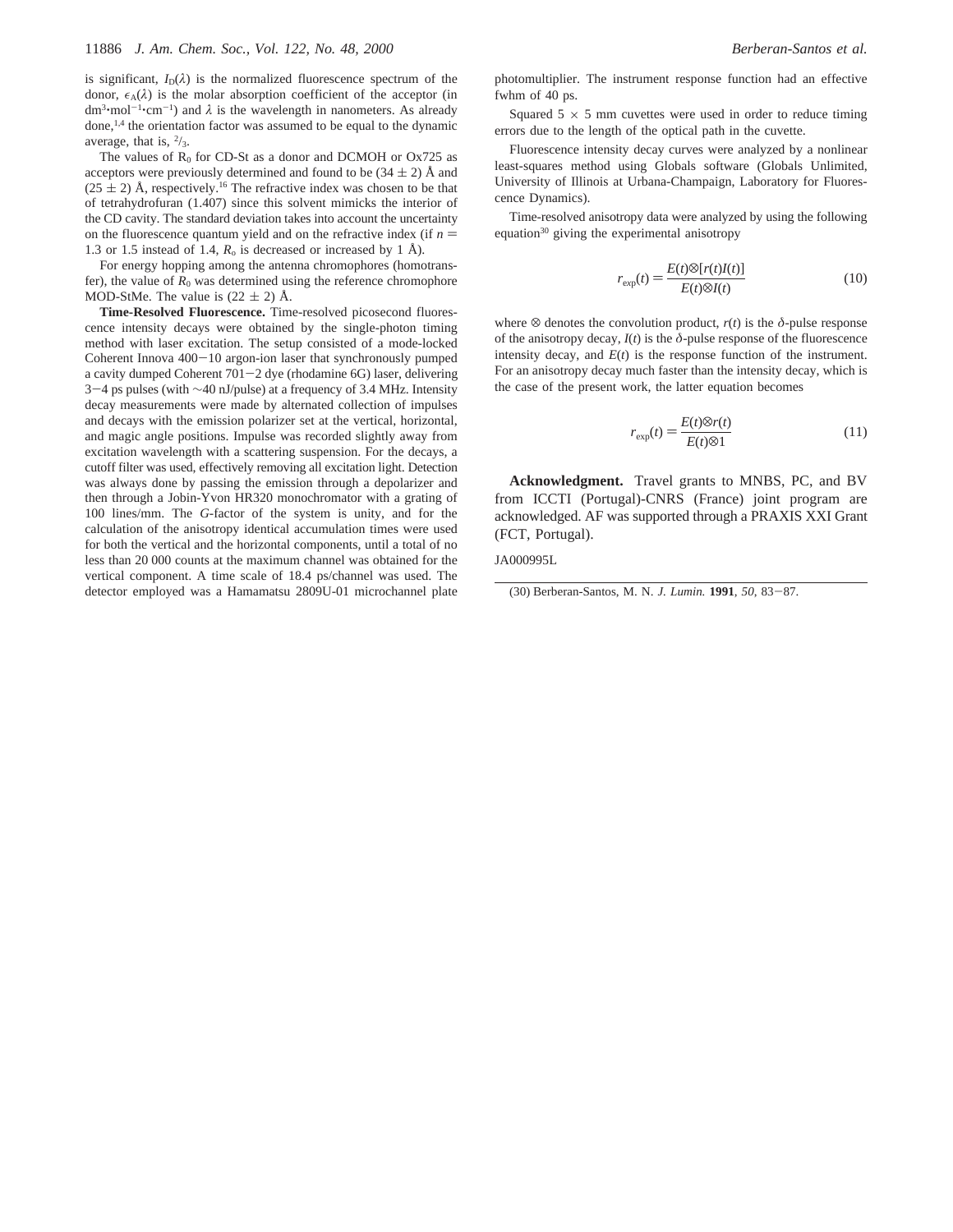is significant, $I_D(\lambda)$ is the normalized fluorescence spectrum of the donor, $\epsilon_A(\lambda)$ is the molar absorption coefficient of the acceptor (in $dm^3 \cdot mol^{-1} \cdot cm^{-1}$) and $\lambda$ is the wavelength in nanometers. As already done,[1,4] the orientation factor was assumed to be equal to the dynamic average, that is, $^2/_3$.

The values of $R_0$ for CD-St as a donor and DCMOH or Ox725 as acceptors were previously determined and found to be (34 ± 2) Å and (25 ± 2) Å, respectively.[16] The refractive index was chosen to be that of tetrahydrofuran (1.407) since this solvent mimicks the interior of the CD cavity. The standard deviation takes into account the uncertainty on the fluorescence quantum yield and on the refractive index (if $n$ = 1.3 or 1.5 instead of 1.4, $R_o$ is decreased or increased by 1 Å).

For energy hopping among the antenna chromophores (homotransfer), the value of $R_0$ was determined using the reference chromophore MOD-StMe. The value is (22 ± 2) Å.

**Time-Resolved Fluorescence.** Time-resolved picosecond fluorescence intensity decays were obtained by the single-photon timing method with laser excitation. The setup consisted of a mode-locked Coherent Innova 400−10 argon-ion laser that synchronously pumped a cavity dumped Coherent 701−2 dye (rhodamine 6G) laser, delivering 3−4 ps pulses (with ~40 nJ/pulse) at a frequency of 3.4 MHz. Intensity decay measurements were made by alternated collection of impulses and decays with the emission polarizer set at the vertical, horizontal, and magic angle positions. Impulse was recorded slightly away from excitation wavelength with a scattering suspension. For the decays, a cutoff filter was used, effectively removing all excitation light. Detection was always done by passing the emission through a depolarizer and then through a Jobin-Yvon HR320 monochromator with a grating of 100 lines/mm. The $G$-factor of the system is unity, and for the calculation of the anisotropy identical accumulation times were used for both the vertical and the horizontal components, until a total of no less than 20 000 counts at the maximum channel was obtained for the vertical component. A time scale of 18.4 ps/channel was used. The detector employed was a Hamamatsu 2809U-01 microchannel plate photomultiplier. The instrument response function had an effective fwhm of 40 ps.

Squared 5 × 5 mm cuvettes were used in order to reduce timing errors due to the length of the optical path in the cuvette.

Fluorescence intensity decay curves were analyzed by a nonlinear least-squares method using Globals software (Globals Unlimited, University of Illinois at Urbana-Champaign, Laboratory for Fluorescence Dynamics).

Time-resolved anisotropy data were analyzed by using the following equation[30] giving the experimental anisotropy

$$r_{\exp}(t) = \frac{E(t) \otimes [r(t)I(t)]}{E(t) \otimes I(t)} \tag{10}$$

where ⊗ denotes the convolution product, $r(t)$ is the $\delta$-pulse response of the anisotropy decay, $I(t)$ is the $\delta$-pulse response of the fluorescence intensity decay, and $E(t)$ is the response function of the instrument. For an anisotropy decay much faster than the intensity decay, which is the case of the present work, the latter equation becomes

$$r_{\exp}(t) = \frac{E(t) \otimes r(t)}{E(t) \otimes 1} \tag{11}$$

**Acknowledgment.** Travel grants to MNBS, PC, and BV from ICCTI (Portugal)-CNRS (France) joint program are acknowledged. AF was supported through a PRAXIS XXI Grant (FCT, Portugal).

JA000995L

(30) Berberan-Santos, M. N. *J. Lumin.* **1991**, *50*, 83−87.